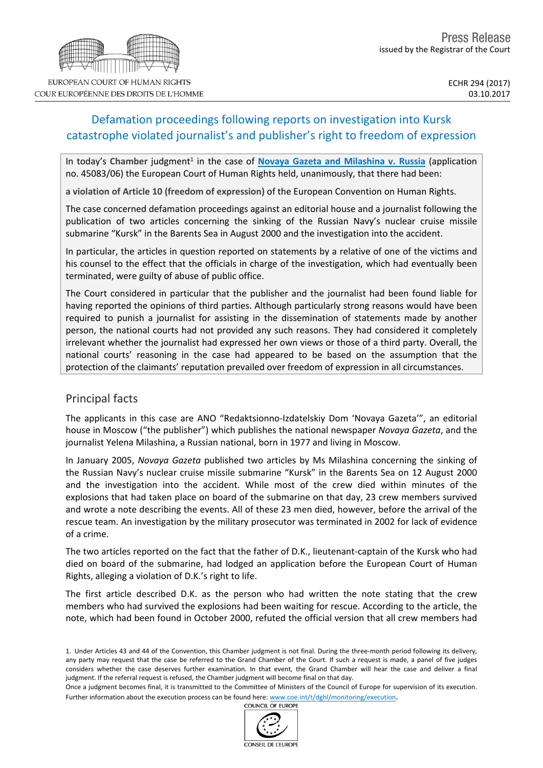EUROPEAN COURT OF HUMAN RIGHTS
COUR EUROPÉENNE DES DROITS DE L'HOMME

Press Release
issued by the Registrar of the Court

ECHR 294 (2017)
03.10.2017

# Defamation proceedings following reports on investigation into Kursk catastrophe violated journalist's and publisher's right to freedom of expression

In today's **Chamber** judgment[1] in the case of **Novaya Gazeta and Milashina v. Russia** (application no. 45083/06) the European Court of Human Rights held, unanimously, that there had been:

**a violation of Article 10 (freedom of expression)** of the European Convention on Human Rights.

The case concerned defamation proceedings against an editorial house and a journalist following the publication of two articles concerning the sinking of the Russian Navy's nuclear cruise missile submarine "Kursk" in the Barents Sea in August 2000 and the investigation into the accident.

In particular, the articles in question reported on statements by a relative of one of the victims and his counsel to the effect that the officials in charge of the investigation, which had eventually been terminated, were guilty of abuse of public office.

The Court considered in particular that the publisher and the journalist had been found liable for having reported the opinions of third parties. Although particularly strong reasons would have been required to punish a journalist for assisting in the dissemination of statements made by another person, the national courts had not provided any such reasons. They had considered it completely irrelevant whether the journalist had expressed her own views or those of a third party. Overall, the national courts' reasoning in the case had appeared to be based on the assumption that the protection of the claimants' reputation prevailed over freedom of expression in all circumstances.

## Principal facts

The applicants in this case are ANO "Redaktsionno-Izdatelskiy Dom 'Novaya Gazeta'", an editorial house in Moscow ("the publisher") which publishes the national newspaper *Novaya Gazeta*, and the journalist Yelena Milashina, a Russian national, born in 1977 and living in Moscow.

In January 2005, *Novaya Gazeta* published two articles by Ms Milashina concerning the sinking of the Russian Navy's nuclear cruise missile submarine "Kursk" in the Barents Sea on 12 August 2000 and the investigation into the accident. While most of the crew died within minutes of the explosions that had taken place on board of the submarine on that day, 23 crew members survived and wrote a note describing the events. All of these 23 men died, however, before the arrival of the rescue team. An investigation by the military prosecutor was terminated in 2002 for lack of evidence of a crime.

The two articles reported on the fact that the father of D.K., lieutenant-captain of the Kursk who had died on board of the submarine, had lodged an application before the European Court of Human Rights, alleging a violation of D.K.'s right to life.

The first article described D.K. as the person who had written the note stating that the crew members who had survived the explosions had been waiting for rescue. According to the article, the note, which had been found in October 2000, refuted the official version that all crew members had

---

1. Under Articles 43 and 44 of the Convention, this Chamber judgment is not final. During the three-month period following its delivery, any party may request that the case be referred to the Grand Chamber of the Court. If such a request is made, a panel of five judges considers whether the case deserves further examination. In that event, the Grand Chamber will hear the case and deliver a final judgment. If the referral request is refused, the Chamber judgment will become final on that day.
Once a judgment becomes final, it is transmitted to the Committee of Ministers of the Council of Europe for supervision of its execution. Further information about the execution process can be found here: www.coe.int/t/dghl/monitoring/execution.

COUNCIL OF EUROPE
CONSEIL DE L'EUROPE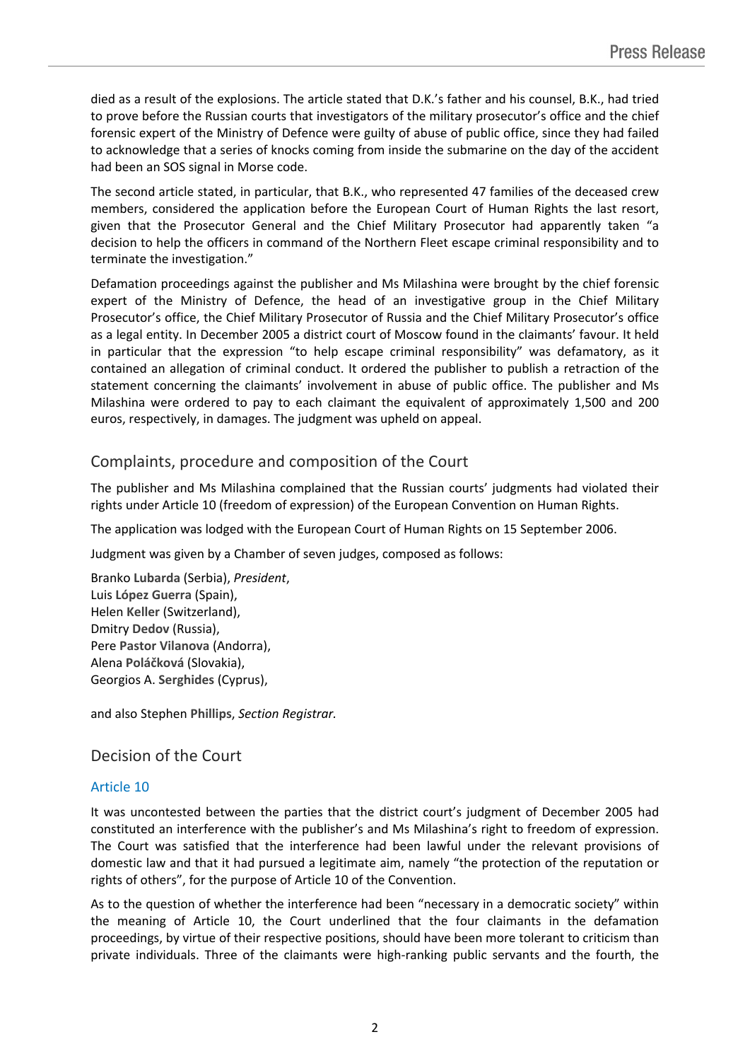died as a result of the explosions. The article stated that D.K.'s father and his counsel, B.K., had tried to prove before the Russian courts that investigators of the military prosecutor's office and the chief forensic expert of the Ministry of Defence were guilty of abuse of public office, since they had failed to acknowledge that a series of knocks coming from inside the submarine on the day of the accident had been an SOS signal in Morse code.

The second article stated, in particular, that B.K., who represented 47 families of the deceased crew members, considered the application before the European Court of Human Rights the last resort, given that the Prosecutor General and the Chief Military Prosecutor had apparently taken "a decision to help the officers in command of the Northern Fleet escape criminal responsibility and to terminate the investigation."

Defamation proceedings against the publisher and Ms Milashina were brought by the chief forensic expert of the Ministry of Defence, the head of an investigative group in the Chief Military Prosecutor's office, the Chief Military Prosecutor of Russia and the Chief Military Prosecutor's office as a legal entity. In December 2005 a district court of Moscow found in the claimants' favour. It held in particular that the expression "to help escape criminal responsibility" was defamatory, as it contained an allegation of criminal conduct. It ordered the publisher to publish a retraction of the statement concerning the claimants' involvement in abuse of public office. The publisher and Ms Milashina were ordered to pay to each claimant the equivalent of approximately 1,500 and 200 euros, respectively, in damages. The judgment was upheld on appeal.

## Complaints, procedure and composition of the Court

The publisher and Ms Milashina complained that the Russian courts' judgments had violated their rights under Article 10 (freedom of expression) of the European Convention on Human Rights.

The application was lodged with the European Court of Human Rights on 15 September 2006.

Judgment was given by a Chamber of seven judges, composed as follows:

Branko **Lubarda** (Serbia), *President*,
Luis **López Guerra** (Spain),
Helen **Keller** (Switzerland),
Dmitry **Dedov** (Russia),
Pere **Pastor Vilanova** (Andorra),
Alena **Poláčková** (Slovakia),
Georgios A. **Serghides** (Cyprus),

and also Stephen **Phillips**, *Section Registrar.*

## Decision of the Court

### Article 10

It was uncontested between the parties that the district court's judgment of December 2005 had constituted an interference with the publisher's and Ms Milashina's right to freedom of expression. The Court was satisfied that the interference had been lawful under the relevant provisions of domestic law and that it had pursued a legitimate aim, namely "the protection of the reputation or rights of others", for the purpose of Article 10 of the Convention.

As to the question of whether the interference had been "necessary in a democratic society" within the meaning of Article 10, the Court underlined that the four claimants in the defamation proceedings, by virtue of their respective positions, should have been more tolerant to criticism than private individuals. Three of the claimants were high-ranking public servants and the fourth, the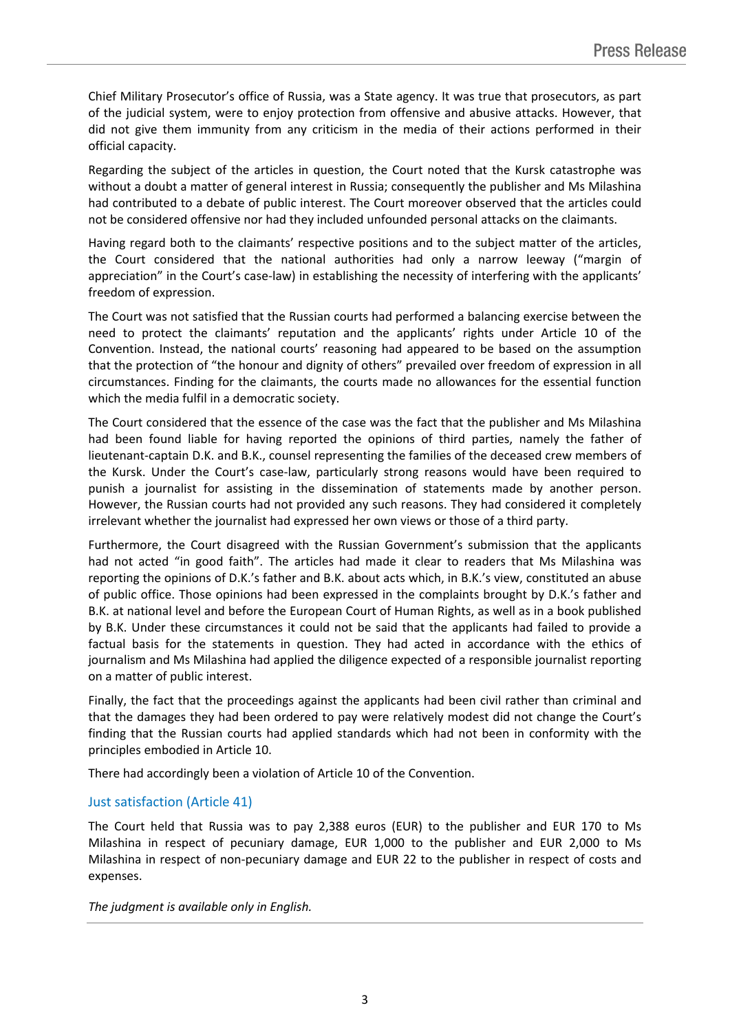Chief Military Prosecutor's office of Russia, was a State agency. It was true that prosecutors, as part of the judicial system, were to enjoy protection from offensive and abusive attacks. However, that did not give them immunity from any criticism in the media of their actions performed in their official capacity.

Regarding the subject of the articles in question, the Court noted that the Kursk catastrophe was without a doubt a matter of general interest in Russia; consequently the publisher and Ms Milashina had contributed to a debate of public interest. The Court moreover observed that the articles could not be considered offensive nor had they included unfounded personal attacks on the claimants.

Having regard both to the claimants' respective positions and to the subject matter of the articles, the Court considered that the national authorities had only a narrow leeway ("margin of appreciation" in the Court's case-law) in establishing the necessity of interfering with the applicants' freedom of expression.

The Court was not satisfied that the Russian courts had performed a balancing exercise between the need to protect the claimants' reputation and the applicants' rights under Article 10 of the Convention. Instead, the national courts' reasoning had appeared to be based on the assumption that the protection of "the honour and dignity of others" prevailed over freedom of expression in all circumstances. Finding for the claimants, the courts made no allowances for the essential function which the media fulfil in a democratic society.

The Court considered that the essence of the case was the fact that the publisher and Ms Milashina had been found liable for having reported the opinions of third parties, namely the father of lieutenant-captain D.K. and B.K., counsel representing the families of the deceased crew members of the Kursk. Under the Court's case-law, particularly strong reasons would have been required to punish a journalist for assisting in the dissemination of statements made by another person. However, the Russian courts had not provided any such reasons. They had considered it completely irrelevant whether the journalist had expressed her own views or those of a third party.

Furthermore, the Court disagreed with the Russian Government's submission that the applicants had not acted "in good faith". The articles had made it clear to readers that Ms Milashina was reporting the opinions of D.K.'s father and B.K. about acts which, in B.K.'s view, constituted an abuse of public office. Those opinions had been expressed in the complaints brought by D.K.'s father and B.K. at national level and before the European Court of Human Rights, as well as in a book published by B.K. Under these circumstances it could not be said that the applicants had failed to provide a factual basis for the statements in question. They had acted in accordance with the ethics of journalism and Ms Milashina had applied the diligence expected of a responsible journalist reporting on a matter of public interest.

Finally, the fact that the proceedings against the applicants had been civil rather than criminal and that the damages they had been ordered to pay were relatively modest did not change the Court's finding that the Russian courts had applied standards which had not been in conformity with the principles embodied in Article 10.

There had accordingly been a violation of Article 10 of the Convention.

## Just satisfaction (Article 41)

The Court held that Russia was to pay 2,388 euros (EUR) to the publisher and EUR 170 to Ms Milashina in respect of pecuniary damage, EUR 1,000 to the publisher and EUR 2,000 to Ms Milashina in respect of non-pecuniary damage and EUR 22 to the publisher in respect of costs and expenses.

*The judgment is available only in English.*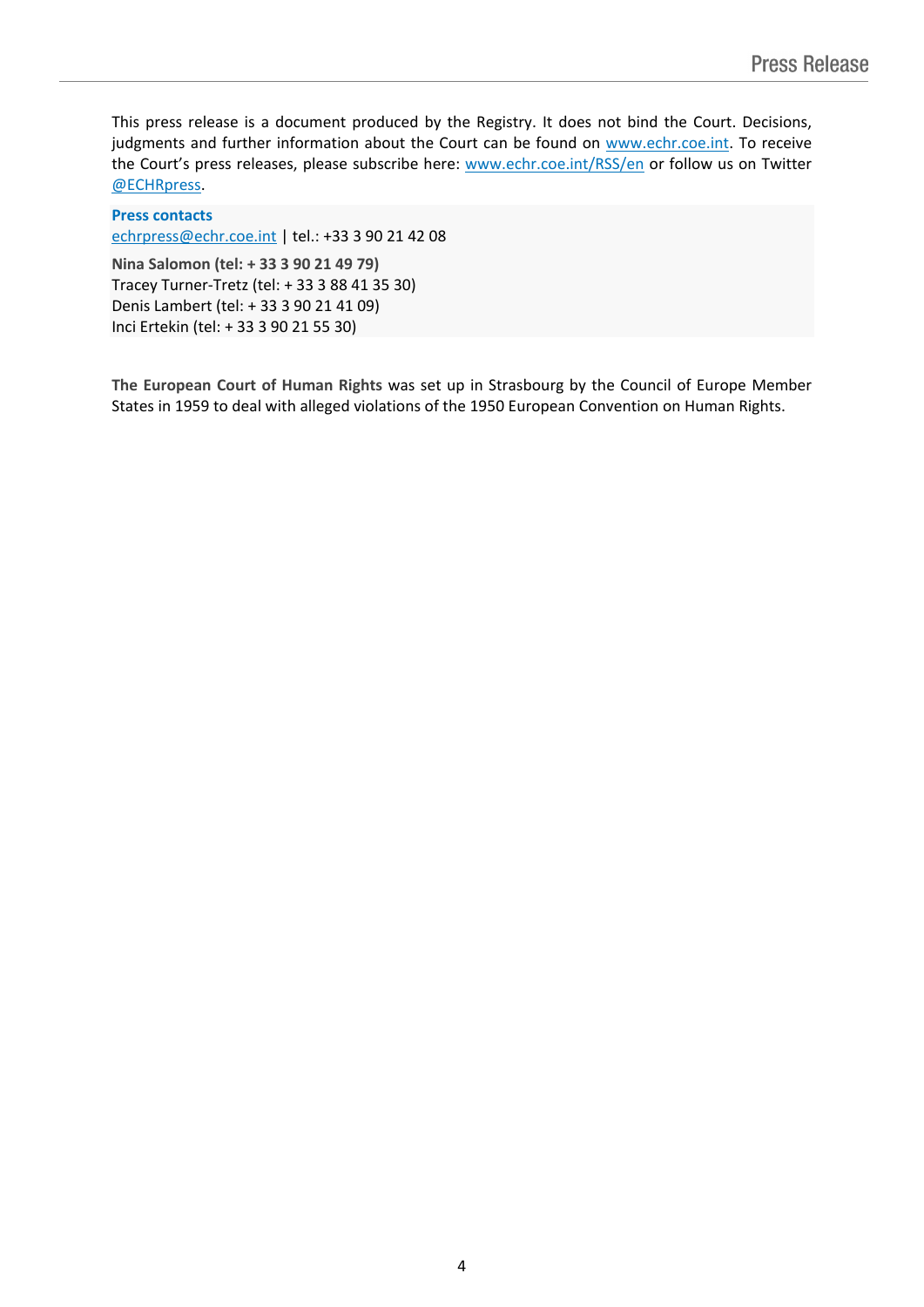This press release is a document produced by the Registry. It does not bind the Court. Decisions, judgments and further information about the Court can be found on [www.echr.coe.int](http://www.echr.coe.int). To receive the Court's press releases, please subscribe here: [www.echr.coe.int/RSS/en](http://www.echr.coe.int/RSS/en) or follow us on Twitter [@ECHRpress](https://twitter.com/ECHRpress).

**Press contacts**
[echrpress@echr.coe.int](mailto:echrpress@echr.coe.int) | tel.: +33 3 90 21 42 08

**Nina Salomon (tel: + 33 3 90 21 49 79)**
Tracey Turner-Tretz (tel: + 33 3 88 41 35 30)
Denis Lambert (tel: + 33 3 90 21 41 09)
Inci Ertekin (tel: + 33 3 90 21 55 30)

**The European Court of Human Rights** was set up in Strasbourg by the Council of Europe Member States in 1959 to deal with alleged violations of the 1950 European Convention on Human Rights.